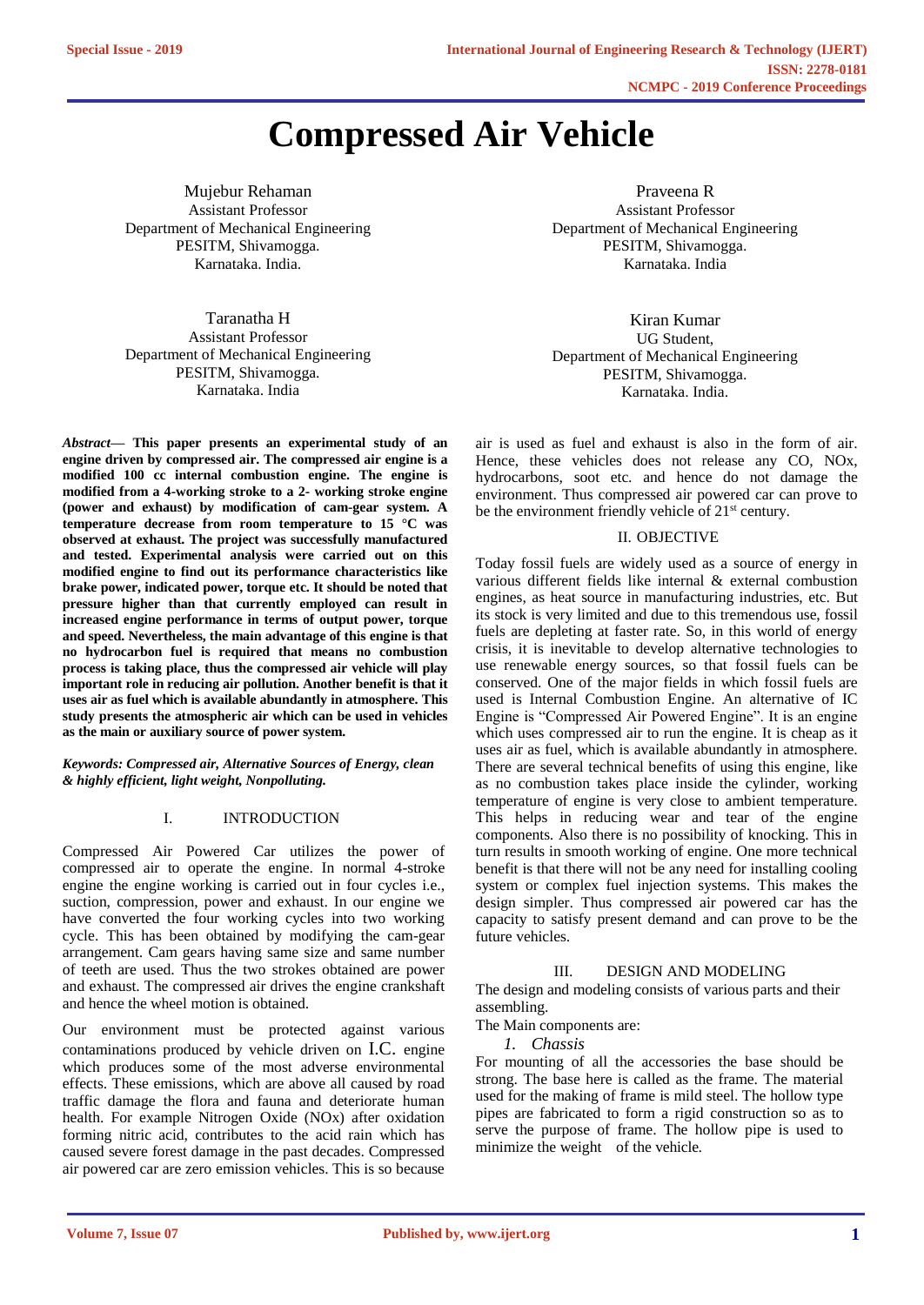# Compressed Air Vehicle

Mujebur Rehaman
Assistant Professor
Department of Mechanical Engineering
PESITM, Shivamogga.
Karnataka. India.

Praveena R
Assistant Professor
Department of Mechanical Engineering
PESITM, Shivamogga.
Karnataka. India

Taranatha H
Assistant Professor
Department of Mechanical Engineering
PESITM, Shivamogga.
Karnataka. India

Kiran Kumar
UG Student,
Department of Mechanical Engineering
PESITM, Shivamogga.
Karnataka. India.

***Abstract*— This paper presents an experimental study of an engine driven by compressed air. The compressed air engine is a modified 100 cc internal combustion engine. The engine is modified from a 4-working stroke to a 2- working stroke engine (power and exhaust) by modification of cam-gear system. A temperature decrease from room temperature to 15 °C was observed at exhaust. The project was successfully manufactured and tested. Experimental analysis were carried out on this modified engine to find out its performance characteristics like brake power, indicated power, torque etc. It should be noted that pressure higher than that currently employed can result in increased engine performance in terms of output power, torque and speed. Nevertheless, the main advantage of this engine is that no hydrocarbon fuel is required that means no combustion process is taking place, thus the compressed air vehicle will play important role in reducing air pollution. Another benefit is that it uses air as fuel which is available abundantly in atmosphere. This study presents the atmospheric air which can be used in vehicles as the main or auxiliary source of power system.**

***Keywords: Compressed air, Alternative Sources of Energy, clean & highly efficient, light weight, Nonpolluting.***

## I. INTRODUCTION

Compressed Air Powered Car utilizes the power of compressed air to operate the engine. In normal 4-stroke engine the engine working is carried out in four cycles i.e., suction, compression, power and exhaust. In our engine we have converted the four working cycles into two working cycle. This has been obtained by modifying the cam-gear arrangement. Cam gears having same size and same number of teeth are used. Thus the two strokes obtained are power and exhaust. The compressed air drives the engine crankshaft and hence the wheel motion is obtained.

Our environment must be protected against various contaminations produced by vehicle driven on I.C. engine which produces some of the most adverse environmental effects. These emissions, which are above all caused by road traffic damage the flora and fauna and deteriorate human health. For example Nitrogen Oxide (NOx) after oxidation forming nitric acid, contributes to the acid rain which has caused severe forest damage in the past decades. Compressed air powered car are zero emission vehicles. This is so because air is used as fuel and exhaust is also in the form of air. Hence, these vehicles does not release any CO, NOx, hydrocarbons, soot etc. and hence do not damage the environment. Thus compressed air powered car can prove to be the environment friendly vehicle of 21st century.

## II. OBJECTIVE

Today fossil fuels are widely used as a source of energy in various different fields like internal & external combustion engines, as heat source in manufacturing industries, etc. But its stock is very limited and due to this tremendous use, fossil fuels are depleting at faster rate. So, in this world of energy crisis, it is inevitable to develop alternative technologies to use renewable energy sources, so that fossil fuels can be conserved. One of the major fields in which fossil fuels are used is Internal Combustion Engine. An alternative of IC Engine is "Compressed Air Powered Engine". It is an engine which uses compressed air to run the engine. It is cheap as it uses air as fuel, which is available abundantly in atmosphere. There are several technical benefits of using this engine, like as no combustion takes place inside the cylinder, working temperature of engine is very close to ambient temperature. This helps in reducing wear and tear of the engine components. Also there is no possibility of knocking. This in turn results in smooth working of engine. One more technical benefit is that there will not be any need for installing cooling system or complex fuel injection systems. This makes the design simpler. Thus compressed air powered car has the capacity to satisfy present demand and can prove to be the future vehicles.

## III. DESIGN AND MODELING

The design and modeling consists of various parts and their assembling.

The Main components are:

### *1. Chassis*

For mounting of all the accessories the base should be strong. The base here is called as the frame. The material used for the making of frame is mild steel. The hollow type pipes are fabricated to form a rigid construction so as to serve the purpose of frame. The hollow pipe is used to minimize the weight of the vehicle.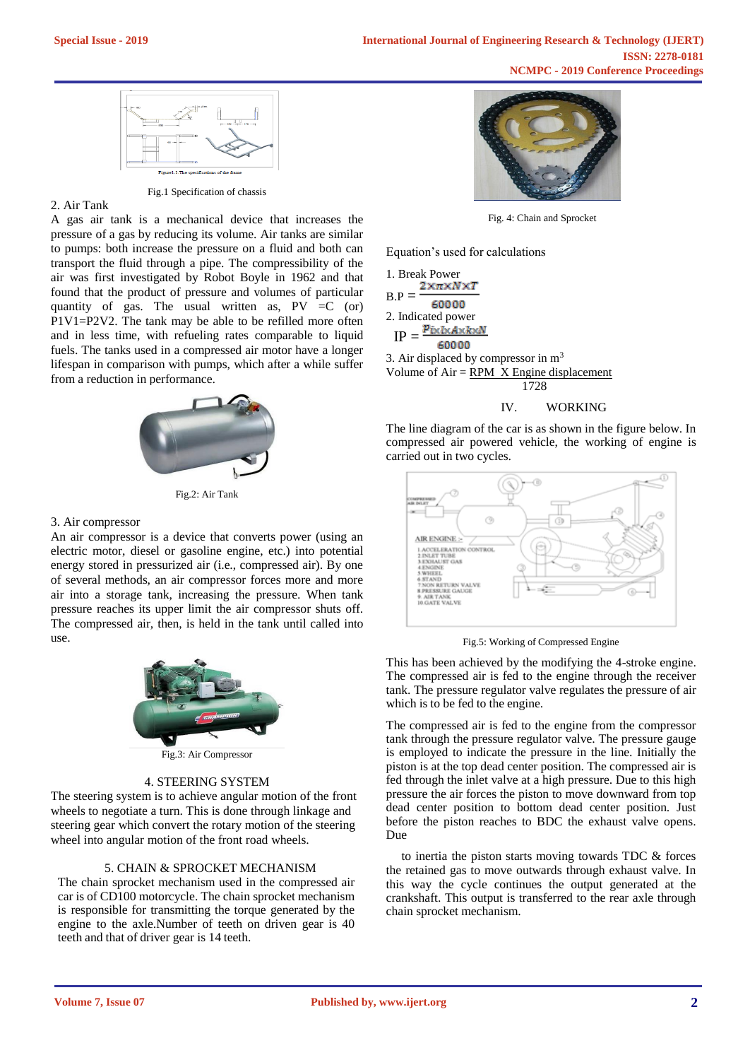Fig.1 Specification of chassis

2. Air Tank

A gas air tank is a mechanical device that increases the pressure of a gas by reducing its volume. Air tanks are similar to pumps: both increase the pressure on a fluid and both can transport the fluid through a pipe. The compressibility of the air was first investigated by Robot Boyle in 1962 and that found that the product of pressure and volumes of particular quantity of gas. The usual written as, PV =C (or) P1V1=P2V2. The tank may be able to be refilled more often and in less time, with refueling rates comparable to liquid fuels. The tanks used in a compressed air motor have a longer lifespan in comparison with pumps, which after a while suffer from a reduction in performance.

Fig.2: Air Tank

3. Air compressor

An air compressor is a device that converts power (using an electric motor, diesel or gasoline engine, etc.) into potential energy stored in pressurized air (i.e., compressed air). By one of several methods, an air compressor forces more and more air into a storage tank, increasing the pressure. When tank pressure reaches its upper limit the air compressor shuts off. The compressed air, then, is held in the tank until called into use.

Fig.3: Air Compressor

4. STEERING SYSTEM

The steering system is to achieve angular motion of the front wheels to negotiate a turn. This is done through linkage and steering gear which convert the rotary motion of the steering wheel into angular motion of the front road wheels.

5. CHAIN & SPROCKET MECHANISM

The chain sprocket mechanism used in the compressed air car is of CD100 motorcycle. The chain sprocket mechanism is responsible for transmitting the torque generated by the engine to the axle.Number of teeth on driven gear is 40 teeth and that of driver gear is 14 teeth.

Fig. 4: Chain and Sprocket

Equation's used for calculations

1. Break Power

$$B.P = \frac{2 \times \pi \times N \times T}{60000}$$

2. Indicated power

$$IP = \frac{P \times L \times A \times k \times N}{60000}$$

3. Air displaced by compressor in $m^3$

$$\text{Volume of Air} = \frac{\text{RPM X Engine displacement}}{1728}$$

## IV. WORKING

The line diagram of the car is as shown in the figure below. In compressed air powered vehicle, the working of engine is carried out in two cycles.

Fig.5: Working of Compressed Engine

This has been achieved by the modifying the 4-stroke engine. The compressed air is fed to the engine through the receiver tank. The pressure regulator valve regulates the pressure of air which is to be fed to the engine.

The compressed air is fed to the engine from the compressor tank through the pressure regulator valve. The pressure gauge is employed to indicate the pressure in the line. Initially the piston is at the top dead center position. The compressed air is fed through the inlet valve at a high pressure. Due to this high pressure the air forces the piston to move downward from top dead center position to bottom dead center position. Just before the piston reaches to BDC the exhaust valve opens. Due

to inertia the piston starts moving towards TDC & forces the retained gas to move outwards through exhaust valve. In this way the cycle continues the output generated at the crankshaft. This output is transferred to the rear axle through chain sprocket mechanism.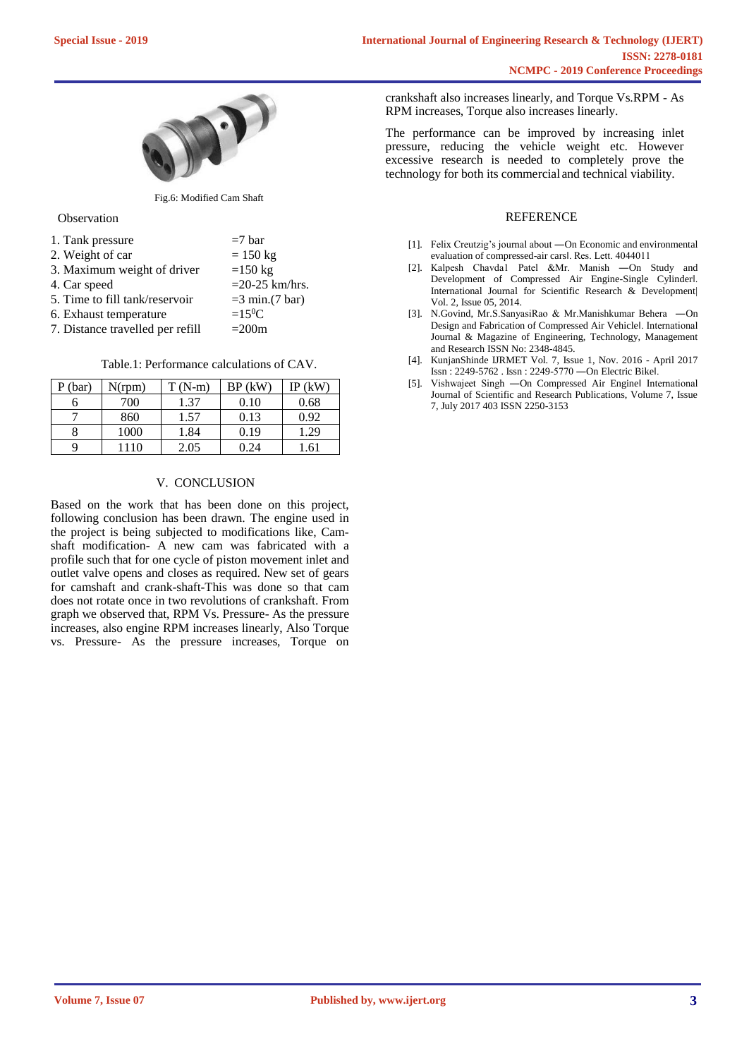Fig.6: Modified Cam Shaft

Observation

1. Tank pressure =7 bar
2. Weight of car = 150 kg
3. Maximum weight of driver =150 kg
4. Car speed =20-25 km/hrs.
5. Time to fill tank/reservoir =3 min.(7 bar)
6. Exhaust temperature =15$^0$C
7. Distance travelled per refill =200m

Table.1: Performance calculations of CAV.

| P (bar) | N(rpm) | T (N-m) | BP (kW) | IP (kW) |
|---|---|---|---|---|
| 6 | 700 | 1.37 | 0.10 | 0.68 |
| 7 | 860 | 1.57 | 0.13 | 0.92 |
| 8 | 1000 | 1.84 | 0.19 | 1.29 |
| 9 | 1110 | 2.05 | 0.24 | 1.61 |

## V. CONCLUSION

Based on the work that has been done on this project, following conclusion has been drawn. The engine used in the project is being subjected to modifications like, Cam-shaft modification- A new cam was fabricated with a profile such that for one cycle of piston movement inlet and outlet valve opens and closes as required. New set of gears for camshaft and crank-shaft-This was done so that cam does not rotate once in two revolutions of crankshaft. From graph we observed that, RPM Vs. Pressure- As the pressure increases, also engine RPM increases linearly, Also Torque vs. Pressure- As the pressure increases, Torque on crankshaft also increases linearly, and Torque Vs.RPM - As RPM increases, Torque also increases linearly.

The performance can be improved by increasing inlet pressure, reducing the vehicle weight etc. However excessive research is needed to completely prove the technology for both its commercial and technical viability.

## REFERENCE

[1]. Felix Creutzig's journal about ―On Economic and environmental evaluation of compressed-air cars‖. Res. Lett. 4044011

[2]. Kalpesh Chavda1 Patel &Mr. Manish ―On Study and Development of Compressed Air Engine-Single Cylinder‖. International Journal for Scientific Research & Development| Vol. 2, Issue 05, 2014.

[3]. N.Govind, Mr.S.SanyasiRao & Mr.Manishkumar Behera ―On Design and Fabrication of Compressed Air Vehicle‖. International Journal & Magazine of Engineering, Technology, Management and Research ISSN No: 2348-4845.

[4]. KunjanShinde IJRMET Vol. 7, Issue 1, Nov. 2016 - April 2017 Issn : 2249-5762 . Issn : 2249-5770 ―On Electric Bike‖.

[5]. Vishwajeet Singh ―On Compressed Air Engine‖ International Journal of Scientific and Research Publications, Volume 7, Issue 7, July 2017 403 ISSN 2250-3153